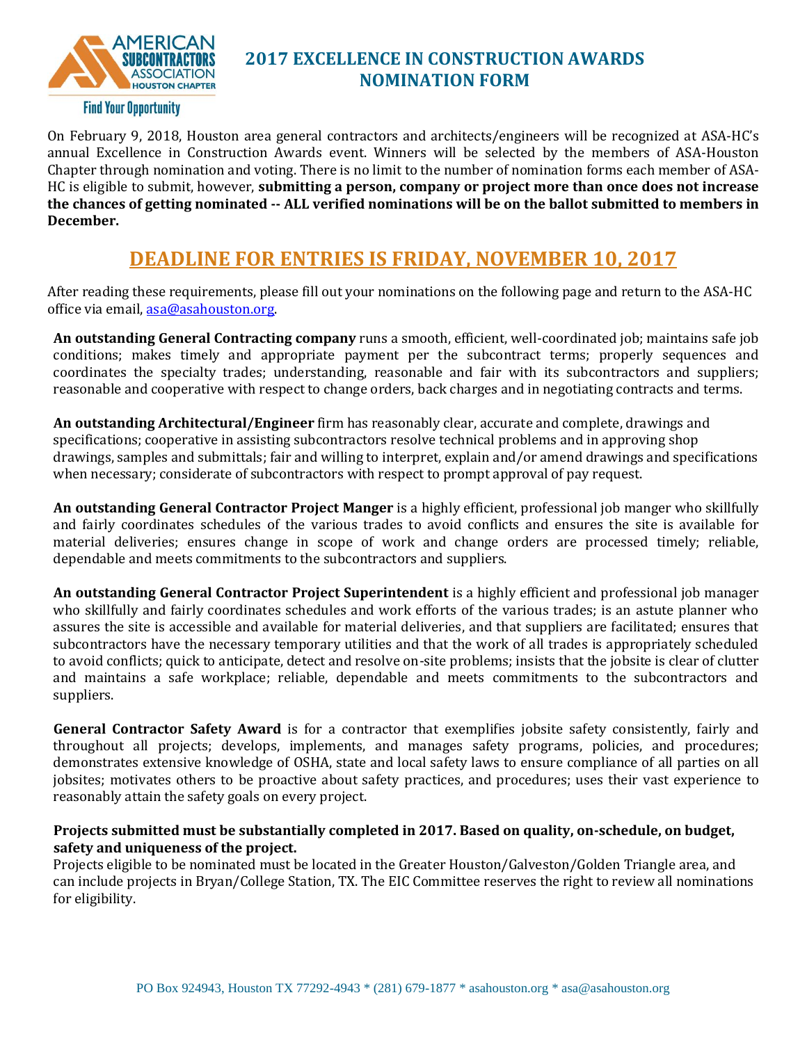# 2017 EXCELLENCE IN CONSTRUCTION AWARDS NOMINATION FORM

On February 9, 2018, Houston area general contractors and architects/engineers will be recognized at ASA-HC's annual Excellence in Construction Awards event. Winners will be selected by the members of ASA-Houston Chapter through nomination and voting. There is no limit to the number of nomination forms each member of ASA-HC is eligible to submit, however, **submitting a person, company or project more than once does not increase the chances of getting nominated -- ALL verified nominations will be on the ballot submitted to members in December.**

## DEADLINE FOR ENTRIES IS FRIDAY, NOVEMBER 10, 2017

After reading these requirements, please fill out your nominations on the following page and return to the ASA-HC office via email, asa@asahouston.org.

**An outstanding General Contracting company** runs a smooth, efficient, well-coordinated job; maintains safe job conditions; makes timely and appropriate payment per the subcontract terms; properly sequences and coordinates the specialty trades; understanding, reasonable and fair with its subcontractors and suppliers; reasonable and cooperative with respect to change orders, back charges and in negotiating contracts and terms.

**An outstanding Architectural/Engineer** firm has reasonably clear, accurate and complete, drawings and specifications; cooperative in assisting subcontractors resolve technical problems and in approving shop drawings, samples and submittals; fair and willing to interpret, explain and/or amend drawings and specifications when necessary; considerate of subcontractors with respect to prompt approval of pay request.

**An outstanding General Contractor Project Manger** is a highly efficient, professional job manger who skillfully and fairly coordinates schedules of the various trades to avoid conflicts and ensures the site is available for material deliveries; ensures change in scope of work and change orders are processed timely; reliable, dependable and meets commitments to the subcontractors and suppliers.

**An outstanding General Contractor Project Superintendent** is a highly efficient and professional job manager who skillfully and fairly coordinates schedules and work efforts of the various trades; is an astute planner who assures the site is accessible and available for material deliveries, and that suppliers are facilitated; ensures that subcontractors have the necessary temporary utilities and that the work of all trades is appropriately scheduled to avoid conflicts; quick to anticipate, detect and resolve on-site problems; insists that the jobsite is clear of clutter and maintains a safe workplace; reliable, dependable and meets commitments to the subcontractors and suppliers.

**General Contractor Safety Award** is for a contractor that exemplifies jobsite safety consistently, fairly and throughout all projects; develops, implements, and manages safety programs, policies, and procedures; demonstrates extensive knowledge of OSHA, state and local safety laws to ensure compliance of all parties on all jobsites; motivates others to be proactive about safety practices, and procedures; uses their vast experience to reasonably attain the safety goals on every project.

**Projects submitted must be substantially completed in 2017. Based on quality, on-schedule, on budget, safety and uniqueness of the project.**

Projects eligible to be nominated must be located in the Greater Houston/Galveston/Golden Triangle area, and can include projects in Bryan/College Station, TX. The EIC Committee reserves the right to review all nominations for eligibility.

PO Box 924943, Houston TX 77292-4943 * (281) 679-1877 * asahouston.org * asa@asahouston.org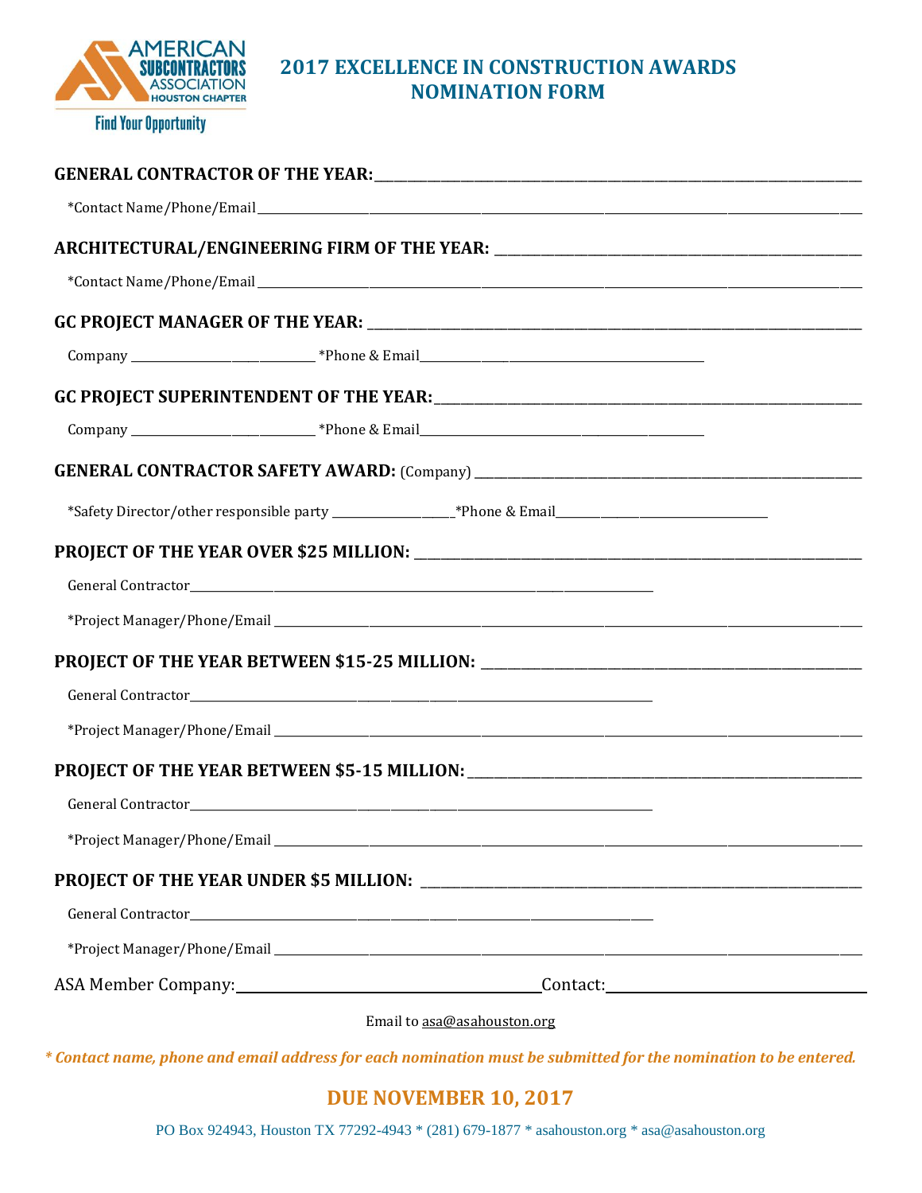AMERICAN SUBCONTRACTORS ASSOCIATION HOUSTON CHAPTER

Find Your Opportunity

# 2017 EXCELLENCE IN CONSTRUCTION AWARDS NOMINATION FORM

**GENERAL CONTRACTOR OF THE YEAR:**______________________________________________

*Contact Name/Phone/Email______________________________________________

**ARCHITECTURAL/ENGINEERING FIRM OF THE YEAR:** ______________________________________________

*Contact Name/Phone/Email ______________________________________________

**GC PROJECT MANAGER OF THE YEAR:** ______________________________________________

Company ____________________ *Phone & Email______________________________

**GC PROJECT SUPERINTENDENT OF THE YEAR:**______________________________________________

Company ____________________ *Phone & Email______________________________

**GENERAL CONTRACTOR SAFETY AWARD:** (Company) ______________________________________________

*Safety Director/other responsible party ____________________*Phone & Email______________________________

**PROJECT OF THE YEAR OVER $25 MILLION:** ______________________________________________

General Contractor______________________________________________

*Project Manager/Phone/Email ______________________________________________

**PROJECT OF THE YEAR BETWEEN $15-25 MILLION:** ______________________________________________

General Contractor______________________________________________

*Project Manager/Phone/Email ______________________________________________

**PROJECT OF THE YEAR BETWEEN $5-15 MILLION:** ______________________________________________

General Contractor______________________________________________

*Project Manager/Phone/Email ______________________________________________

**PROJECT OF THE YEAR UNDER $5 MILLION:** ______________________________________________

General Contractor______________________________________________

*Project Manager/Phone/Email ______________________________________________

ASA Member Company:______________________________ Contact:______________________________

Email to asa@asahouston.org

***\* Contact name, phone and email address for each nomination must be submitted for the nomination to be entered.***

## DUE NOVEMBER 10, 2017

PO Box 924943, Houston TX 77292-4943 * (281) 679-1877 * asahouston.org * asa@asahouston.org